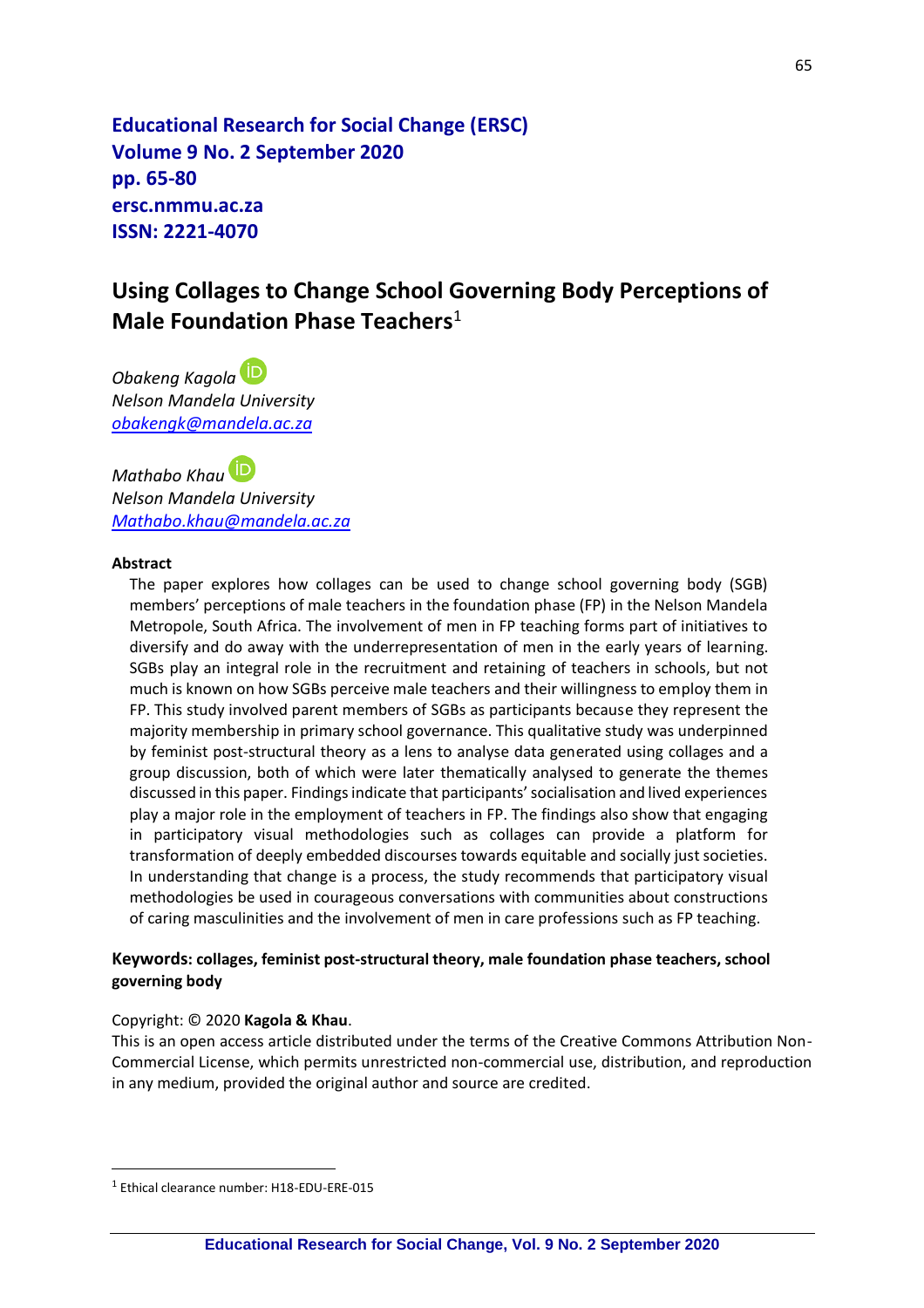**Educational Research for Social Change (ERSC)**
**Volume 9 No. 2 September 2020**
**pp. 65-80**
**ersc.nmmu.ac.za**
**ISSN: 2221-4070**

# Using Collages to Change School Governing Body Perceptions of Male Foundation Phase Teachers[1]

*Obakeng Kagola*
*Nelson Mandela University*
*obakengk@mandela.ac.za*

*Mathabo Khau*
*Nelson Mandela University*
*Mathabo.khau@mandela.ac.za*

**Abstract**

The paper explores how collages can be used to change school governing body (SGB) members' perceptions of male teachers in the foundation phase (FP) in the Nelson Mandela Metropole, South Africa. The involvement of men in FP teaching forms part of initiatives to diversify and do away with the underrepresentation of men in the early years of learning. SGBs play an integral role in the recruitment and retaining of teachers in schools, but not much is known on how SGBs perceive male teachers and their willingness to employ them in FP. This study involved parent members of SGBs as participants because they represent the majority membership in primary school governance. This qualitative study was underpinned by feminist post-structural theory as a lens to analyse data generated using collages and a group discussion, both of which were later thematically analysed to generate the themes discussed in this paper. Findings indicate that participants' socialisation and lived experiences play a major role in the employment of teachers in FP. The findings also show that engaging in participatory visual methodologies such as collages can provide a platform for transformation of deeply embedded discourses towards equitable and socially just societies. In understanding that change is a process, the study recommends that participatory visual methodologies be used in courageous conversations with communities about constructions of caring masculinities and the involvement of men in care professions such as FP teaching.

**Keywords: collages, feminist post-structural theory, male foundation phase teachers, school governing body**

Copyright: © 2020 **Kagola & Khau**.
This is an open access article distributed under the terms of the Creative Commons Attribution Non-Commercial License, which permits unrestricted non-commercial use, distribution, and reproduction in any medium, provided the original author and source are credited.

[1] Ethical clearance number: H18-EDU-ERE-015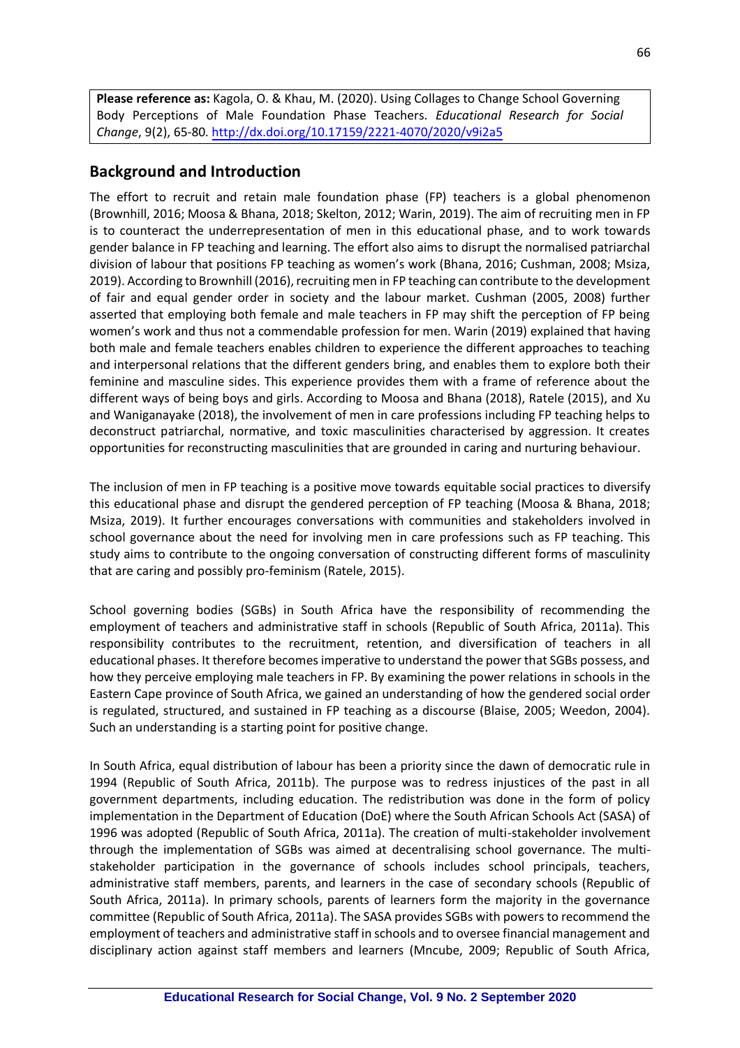**Please reference as:** Kagola, O. & Khau, M. (2020). Using Collages to Change School Governing Body Perceptions of Male Foundation Phase Teachers. *Educational Research for Social Change*, 9(2), 65-80. http://dx.doi.org/10.17159/2221-4070/2020/v9i2a5

## Background and Introduction

The effort to recruit and retain male foundation phase (FP) teachers is a global phenomenon (Brownhill, 2016; Moosa & Bhana, 2018; Skelton, 2012; Warin, 2019). The aim of recruiting men in FP is to counteract the underrepresentation of men in this educational phase, and to work towards gender balance in FP teaching and learning. The effort also aims to disrupt the normalised patriarchal division of labour that positions FP teaching as women's work (Bhana, 2016; Cushman, 2008; Msiza, 2019). According to Brownhill (2016), recruiting men in FP teaching can contribute to the development of fair and equal gender order in society and the labour market. Cushman (2005, 2008) further asserted that employing both female and male teachers in FP may shift the perception of FP being women's work and thus not a commendable profession for men. Warin (2019) explained that having both male and female teachers enables children to experience the different approaches to teaching and interpersonal relations that the different genders bring, and enables them to explore both their feminine and masculine sides. This experience provides them with a frame of reference about the different ways of being boys and girls. According to Moosa and Bhana (2018), Ratele (2015), and Xu and Waniganayake (2018), the involvement of men in care professions including FP teaching helps to deconstruct patriarchal, normative, and toxic masculinities characterised by aggression. It creates opportunities for reconstructing masculinities that are grounded in caring and nurturing behaviour.

The inclusion of men in FP teaching is a positive move towards equitable social practices to diversify this educational phase and disrupt the gendered perception of FP teaching (Moosa & Bhana, 2018; Msiza, 2019). It further encourages conversations with communities and stakeholders involved in school governance about the need for involving men in care professions such as FP teaching. This study aims to contribute to the ongoing conversation of constructing different forms of masculinity that are caring and possibly pro-feminism (Ratele, 2015).

School governing bodies (SGBs) in South Africa have the responsibility of recommending the employment of teachers and administrative staff in schools (Republic of South Africa, 2011a). This responsibility contributes to the recruitment, retention, and diversification of teachers in all educational phases. It therefore becomes imperative to understand the power that SGBs possess, and how they perceive employing male teachers in FP. By examining the power relations in schools in the Eastern Cape province of South Africa, we gained an understanding of how the gendered social order is regulated, structured, and sustained in FP teaching as a discourse (Blaise, 2005; Weedon, 2004). Such an understanding is a starting point for positive change.

In South Africa, equal distribution of labour has been a priority since the dawn of democratic rule in 1994 (Republic of South Africa, 2011b). The purpose was to redress injustices of the past in all government departments, including education. The redistribution was done in the form of policy implementation in the Department of Education (DoE) where the South African Schools Act (SASA) of 1996 was adopted (Republic of South Africa, 2011a). The creation of multi-stakeholder involvement through the implementation of SGBs was aimed at decentralising school governance. The multi-stakeholder participation in the governance of schools includes school principals, teachers, administrative staff members, parents, and learners in the case of secondary schools (Republic of South Africa, 2011a). In primary schools, parents of learners form the majority in the governance committee (Republic of South Africa, 2011a). The SASA provides SGBs with powers to recommend the employment of teachers and administrative staff in schools and to oversee financial management and disciplinary action against staff members and learners (Mncube, 2009; Republic of South Africa,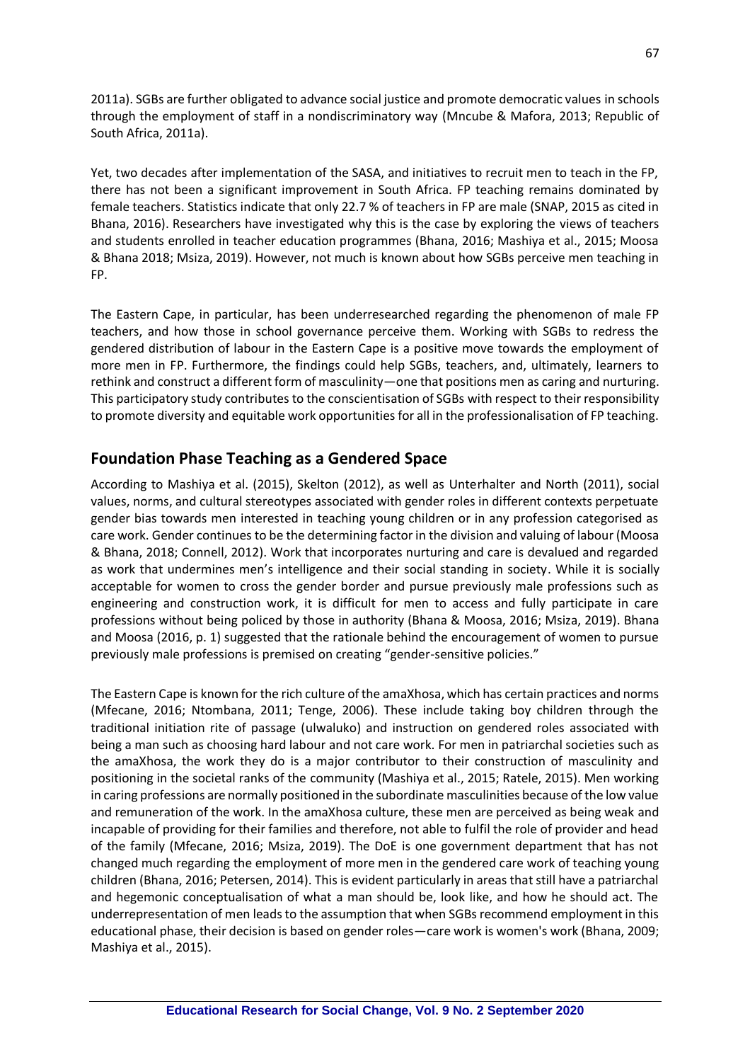2011a). SGBs are further obligated to advance social justice and promote democratic values in schools through the employment of staff in a nondiscriminatory way (Mncube & Mafora, 2013; Republic of South Africa, 2011a).

Yet, two decades after implementation of the SASA, and initiatives to recruit men to teach in the FP, there has not been a significant improvement in South Africa. FP teaching remains dominated by female teachers. Statistics indicate that only 22.7 % of teachers in FP are male (SNAP, 2015 as cited in Bhana, 2016). Researchers have investigated why this is the case by exploring the views of teachers and students enrolled in teacher education programmes (Bhana, 2016; Mashiya et al., 2015; Moosa & Bhana 2018; Msiza, 2019). However, not much is known about how SGBs perceive men teaching in FP.

The Eastern Cape, in particular, has been underresearched regarding the phenomenon of male FP teachers, and how those in school governance perceive them. Working with SGBs to redress the gendered distribution of labour in the Eastern Cape is a positive move towards the employment of more men in FP. Furthermore, the findings could help SGBs, teachers, and, ultimately, learners to rethink and construct a different form of masculinity—one that positions men as caring and nurturing. This participatory study contributes to the conscientisation of SGBs with respect to their responsibility to promote diversity and equitable work opportunities for all in the professionalisation of FP teaching.

## Foundation Phase Teaching as a Gendered Space

According to Mashiya et al. (2015), Skelton (2012), as well as Unterhalter and North (2011), social values, norms, and cultural stereotypes associated with gender roles in different contexts perpetuate gender bias towards men interested in teaching young children or in any profession categorised as care work. Gender continues to be the determining factor in the division and valuing of labour (Moosa & Bhana, 2018; Connell, 2012). Work that incorporates nurturing and care is devalued and regarded as work that undermines men's intelligence and their social standing in society. While it is socially acceptable for women to cross the gender border and pursue previously male professions such as engineering and construction work, it is difficult for men to access and fully participate in care professions without being policed by those in authority (Bhana & Moosa, 2016; Msiza, 2019). Bhana and Moosa (2016, p. 1) suggested that the rationale behind the encouragement of women to pursue previously male professions is premised on creating "gender-sensitive policies."

The Eastern Cape is known for the rich culture of the amaXhosa, which has certain practices and norms (Mfecane, 2016; Ntombana, 2011; Tenge, 2006). These include taking boy children through the traditional initiation rite of passage (ulwaluko) and instruction on gendered roles associated with being a man such as choosing hard labour and not care work. For men in patriarchal societies such as the amaXhosa, the work they do is a major contributor to their construction of masculinity and positioning in the societal ranks of the community (Mashiya et al., 2015; Ratele, 2015). Men working in caring professions are normally positioned in the subordinate masculinities because of the low value and remuneration of the work. In the amaXhosa culture, these men are perceived as being weak and incapable of providing for their families and therefore, not able to fulfil the role of provider and head of the family (Mfecane, 2016; Msiza, 2019). The DoE is one government department that has not changed much regarding the employment of more men in the gendered care work of teaching young children (Bhana, 2016; Petersen, 2014). This is evident particularly in areas that still have a patriarchal and hegemonic conceptualisation of what a man should be, look like, and how he should act. The underrepresentation of men leads to the assumption that when SGBs recommend employment in this educational phase, their decision is based on gender roles—care work is women's work (Bhana, 2009; Mashiya et al., 2015).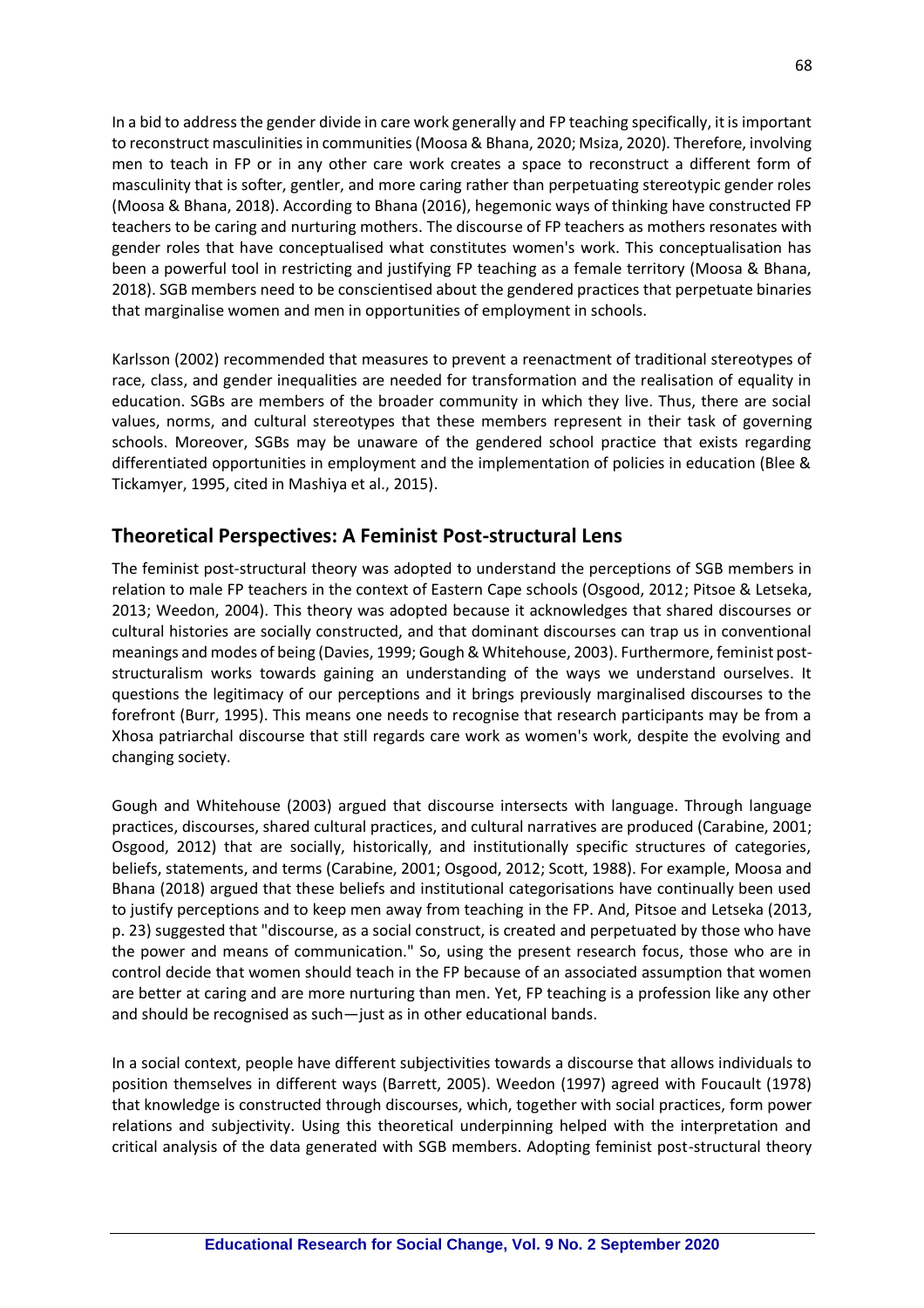In a bid to address the gender divide in care work generally and FP teaching specifically, it is important to reconstruct masculinities in communities (Moosa & Bhana, 2020; Msiza, 2020). Therefore, involving men to teach in FP or in any other care work creates a space to reconstruct a different form of masculinity that is softer, gentler, and more caring rather than perpetuating stereotypic gender roles (Moosa & Bhana, 2018). According to Bhana (2016), hegemonic ways of thinking have constructed FP teachers to be caring and nurturing mothers. The discourse of FP teachers as mothers resonates with gender roles that have conceptualised what constitutes women's work. This conceptualisation has been a powerful tool in restricting and justifying FP teaching as a female territory (Moosa & Bhana, 2018). SGB members need to be conscientised about the gendered practices that perpetuate binaries that marginalise women and men in opportunities of employment in schools.

Karlsson (2002) recommended that measures to prevent a reenactment of traditional stereotypes of race, class, and gender inequalities are needed for transformation and the realisation of equality in education. SGBs are members of the broader community in which they live. Thus, there are social values, norms, and cultural stereotypes that these members represent in their task of governing schools. Moreover, SGBs may be unaware of the gendered school practice that exists regarding differentiated opportunities in employment and the implementation of policies in education (Blee & Tickamyer, 1995, cited in Mashiya et al., 2015).

## Theoretical Perspectives: A Feminist Post-structural Lens

The feminist post-structural theory was adopted to understand the perceptions of SGB members in relation to male FP teachers in the context of Eastern Cape schools (Osgood, 2012; Pitsoe & Letseka, 2013; Weedon, 2004). This theory was adopted because it acknowledges that shared discourses or cultural histories are socially constructed, and that dominant discourses can trap us in conventional meanings and modes of being (Davies, 1999; Gough & Whitehouse, 2003). Furthermore, feminist post-structuralism works towards gaining an understanding of the ways we understand ourselves. It questions the legitimacy of our perceptions and it brings previously marginalised discourses to the forefront (Burr, 1995). This means one needs to recognise that research participants may be from a Xhosa patriarchal discourse that still regards care work as women's work, despite the evolving and changing society.

Gough and Whitehouse (2003) argued that discourse intersects with language. Through language practices, discourses, shared cultural practices, and cultural narratives are produced (Carabine, 2001; Osgood, 2012) that are socially, historically, and institutionally specific structures of categories, beliefs, statements, and terms (Carabine, 2001; Osgood, 2012; Scott, 1988). For example, Moosa and Bhana (2018) argued that these beliefs and institutional categorisations have continually been used to justify perceptions and to keep men away from teaching in the FP. And, Pitsoe and Letseka (2013, p. 23) suggested that "discourse, as a social construct, is created and perpetuated by those who have the power and means of communication." So, using the present research focus, those who are in control decide that women should teach in the FP because of an associated assumption that women are better at caring and are more nurturing than men. Yet, FP teaching is a profession like any other and should be recognised as such—just as in other educational bands.

In a social context, people have different subjectivities towards a discourse that allows individuals to position themselves in different ways (Barrett, 2005). Weedon (1997) agreed with Foucault (1978) that knowledge is constructed through discourses, which, together with social practices, form power relations and subjectivity. Using this theoretical underpinning helped with the interpretation and critical analysis of the data generated with SGB members. Adopting feminist post-structural theory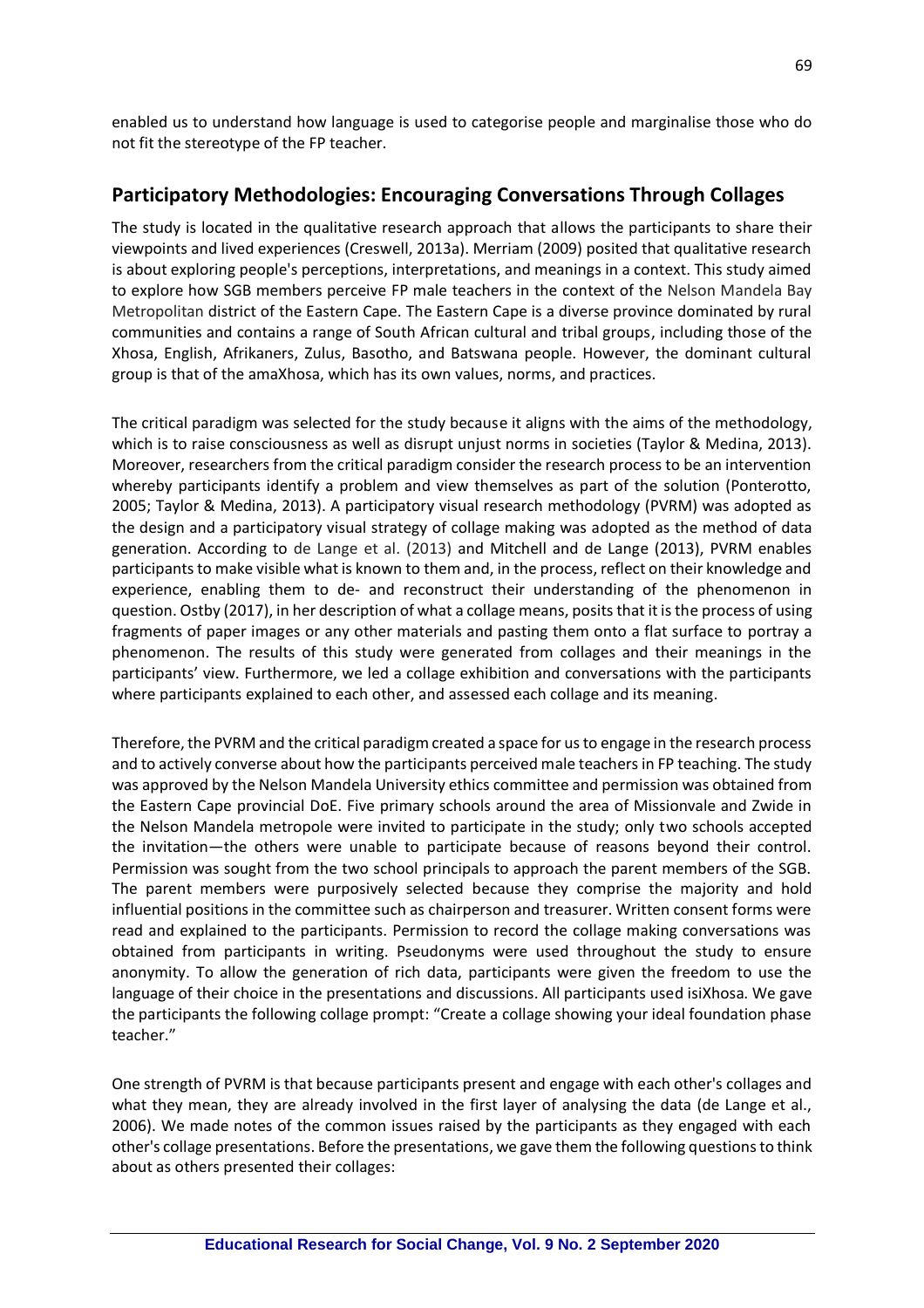enabled us to understand how language is used to categorise people and marginalise those who do not fit the stereotype of the FP teacher.

## Participatory Methodologies: Encouraging Conversations Through Collages

The study is located in the qualitative research approach that allows the participants to share their viewpoints and lived experiences (Creswell, 2013a). Merriam (2009) posited that qualitative research is about exploring people's perceptions, interpretations, and meanings in a context. This study aimed to explore how SGB members perceive FP male teachers in the context of the Nelson Mandela Bay Metropolitan district of the Eastern Cape. The Eastern Cape is a diverse province dominated by rural communities and contains a range of South African cultural and tribal groups, including those of the Xhosa, English, Afrikaners, Zulus, Basotho, and Batswana people. However, the dominant cultural group is that of the amaXhosa, which has its own values, norms, and practices.

The critical paradigm was selected for the study because it aligns with the aims of the methodology, which is to raise consciousness as well as disrupt unjust norms in societies (Taylor & Medina, 2013). Moreover, researchers from the critical paradigm consider the research process to be an intervention whereby participants identify a problem and view themselves as part of the solution (Ponterotto, 2005; Taylor & Medina, 2013). A participatory visual research methodology (PVRM) was adopted as the design and a participatory visual strategy of collage making was adopted as the method of data generation. According to de Lange et al. (2013) and Mitchell and de Lange (2013), PVRM enables participants to make visible what is known to them and, in the process, reflect on their knowledge and experience, enabling them to de- and reconstruct their understanding of the phenomenon in question. Ostby (2017), in her description of what a collage means, posits that it is the process of using fragments of paper images or any other materials and pasting them onto a flat surface to portray a phenomenon. The results of this study were generated from collages and their meanings in the participants' view. Furthermore, we led a collage exhibition and conversations with the participants where participants explained to each other, and assessed each collage and its meaning.

Therefore, the PVRM and the critical paradigm created a space for us to engage in the research process and to actively converse about how the participants perceived male teachers in FP teaching. The study was approved by the Nelson Mandela University ethics committee and permission was obtained from the Eastern Cape provincial DoE. Five primary schools around the area of Missionvale and Zwide in the Nelson Mandela metropole were invited to participate in the study; only two schools accepted the invitation—the others were unable to participate because of reasons beyond their control. Permission was sought from the two school principals to approach the parent members of the SGB. The parent members were purposively selected because they comprise the majority and hold influential positions in the committee such as chairperson and treasurer. Written consent forms were read and explained to the participants. Permission to record the collage making conversations was obtained from participants in writing. Pseudonyms were used throughout the study to ensure anonymity. To allow the generation of rich data, participants were given the freedom to use the language of their choice in the presentations and discussions. All participants used isiXhosa. We gave the participants the following collage prompt: "Create a collage showing your ideal foundation phase teacher."

One strength of PVRM is that because participants present and engage with each other's collages and what they mean, they are already involved in the first layer of analysing the data (de Lange et al., 2006). We made notes of the common issues raised by the participants as they engaged with each other's collage presentations. Before the presentations, we gave them the following questions to think about as others presented their collages: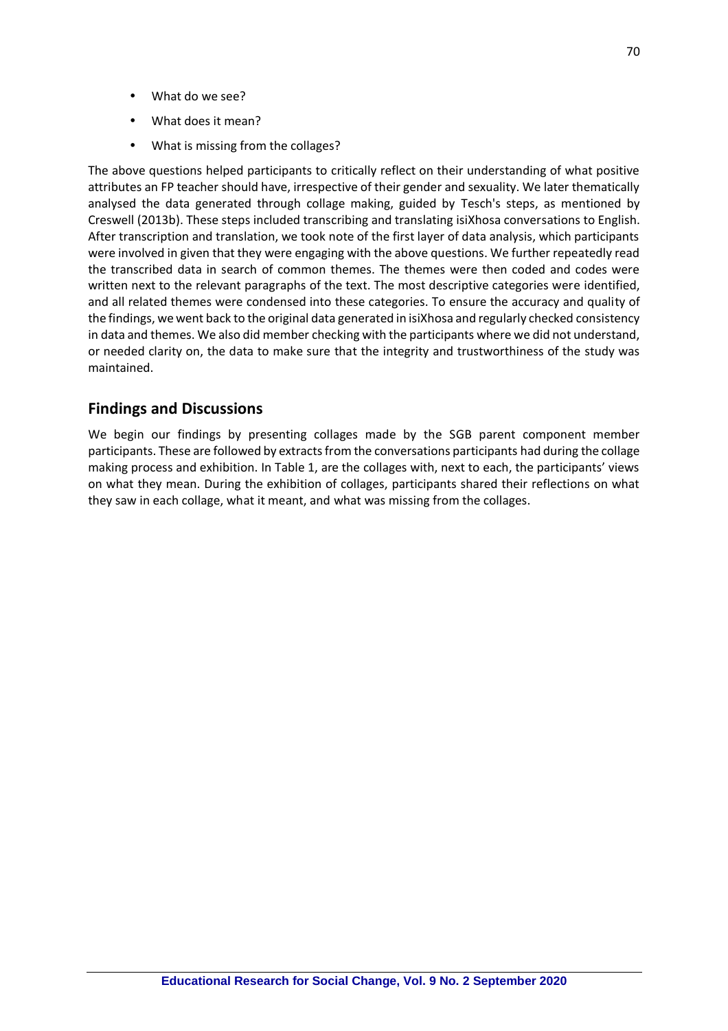- What do we see?
- What does it mean?
- What is missing from the collages?

The above questions helped participants to critically reflect on their understanding of what positive attributes an FP teacher should have, irrespective of their gender and sexuality. We later thematically analysed the data generated through collage making, guided by Tesch's steps, as mentioned by Creswell (2013b). These steps included transcribing and translating isiXhosa conversations to English. After transcription and translation, we took note of the first layer of data analysis, which participants were involved in given that they were engaging with the above questions. We further repeatedly read the transcribed data in search of common themes. The themes were then coded and codes were written next to the relevant paragraphs of the text. The most descriptive categories were identified, and all related themes were condensed into these categories. To ensure the accuracy and quality of the findings, we went back to the original data generated in isiXhosa and regularly checked consistency in data and themes. We also did member checking with the participants where we did not understand, or needed clarity on, the data to make sure that the integrity and trustworthiness of the study was maintained.

## Findings and Discussions

We begin our findings by presenting collages made by the SGB parent component member participants. These are followed by extracts from the conversations participants had during the collage making process and exhibition. In Table 1, are the collages with, next to each, the participants' views on what they mean. During the exhibition of collages, participants shared their reflections on what they saw in each collage, what it meant, and what was missing from the collages.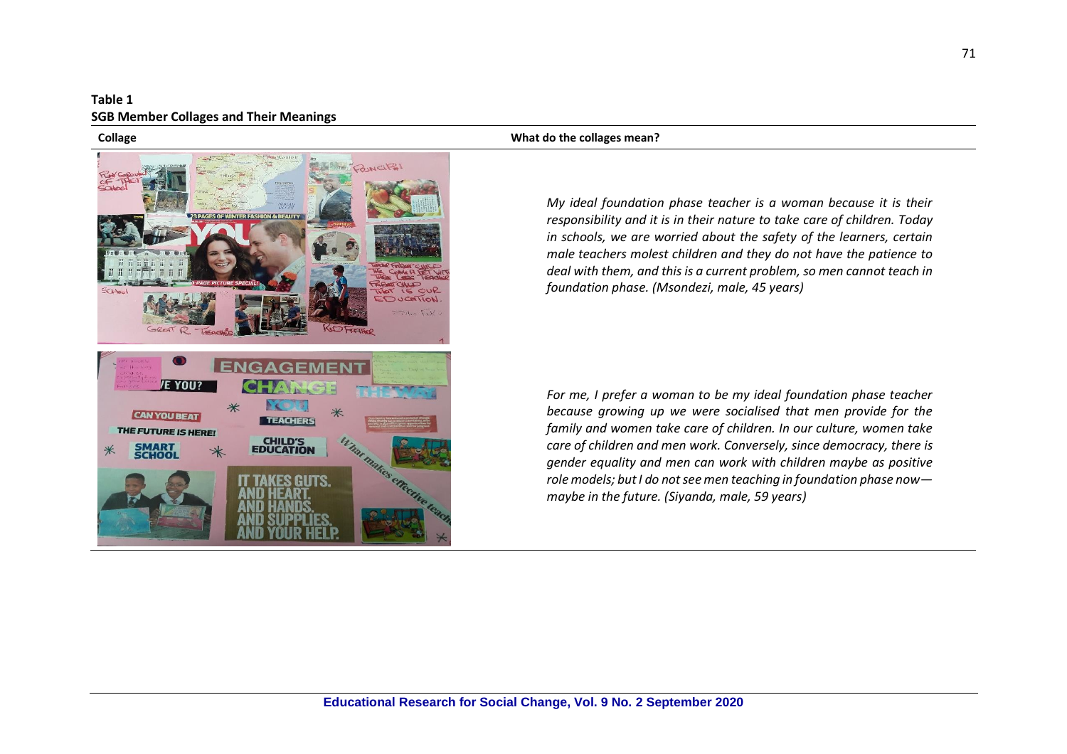**Table 1**
**SGB Member Collages and Their Meanings**

| Collage | What do the collages mean? |
|---|---|
| | *My ideal foundation phase teacher is a woman because it is their responsibility and it is in their nature to take care of children. Today in schools, we are worried about the safety of the learners, certain male teachers molest children and they do not have the patience to deal with them, and this is a current problem, so men cannot teach in foundation phase. (Msondezi, male, 45 years)* |
| | *For me, I prefer a woman to be my ideal foundation phase teacher because growing up we were socialised that men provide for the family and women take care of children. In our culture, women take care of children and men work. Conversely, since democracy, there is gender equality and men can work with children maybe as positive role models; but I do not see men teaching in foundation phase now—maybe in the future. (Siyanda, male, 59 years)* |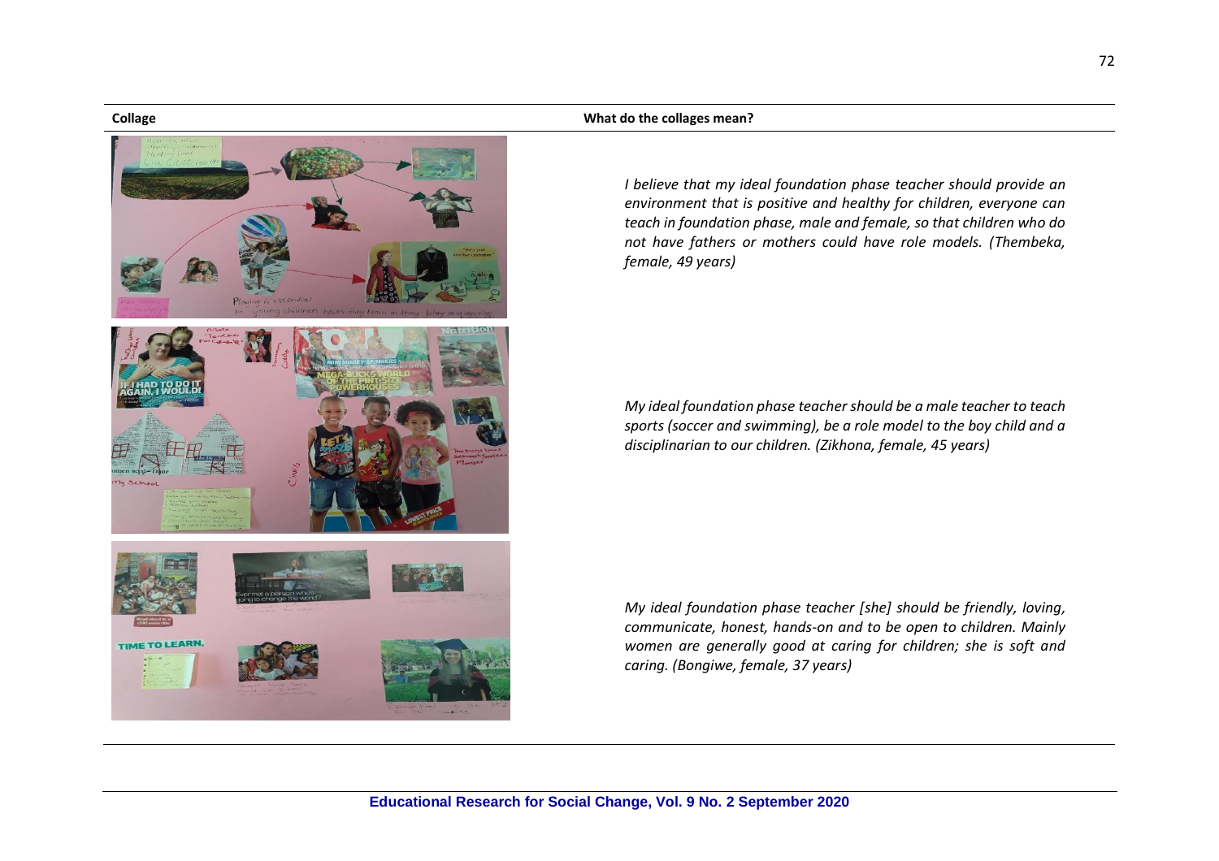| Collage | What do the collages mean? |
| --- | --- |
| | *I believe that my ideal foundation phase teacher should provide an environment that is positive and healthy for children, everyone can teach in foundation phase, male and female, so that children who do not have fathers or mothers could have role models. (Thembeka, female, 49 years)* |
| | *My ideal foundation phase teacher should be a male teacher to teach sports (soccer and swimming), be a role model to the boy child and a disciplinarian to our children. (Zikhona, female, 45 years)* |
| | *My ideal foundation phase teacher [she] should be friendly, loving, communicate, honest, hands-on and to be open to children. Mainly women are generally good at caring for children; she is soft and caring. (Bongiwe, female, 37 years)* |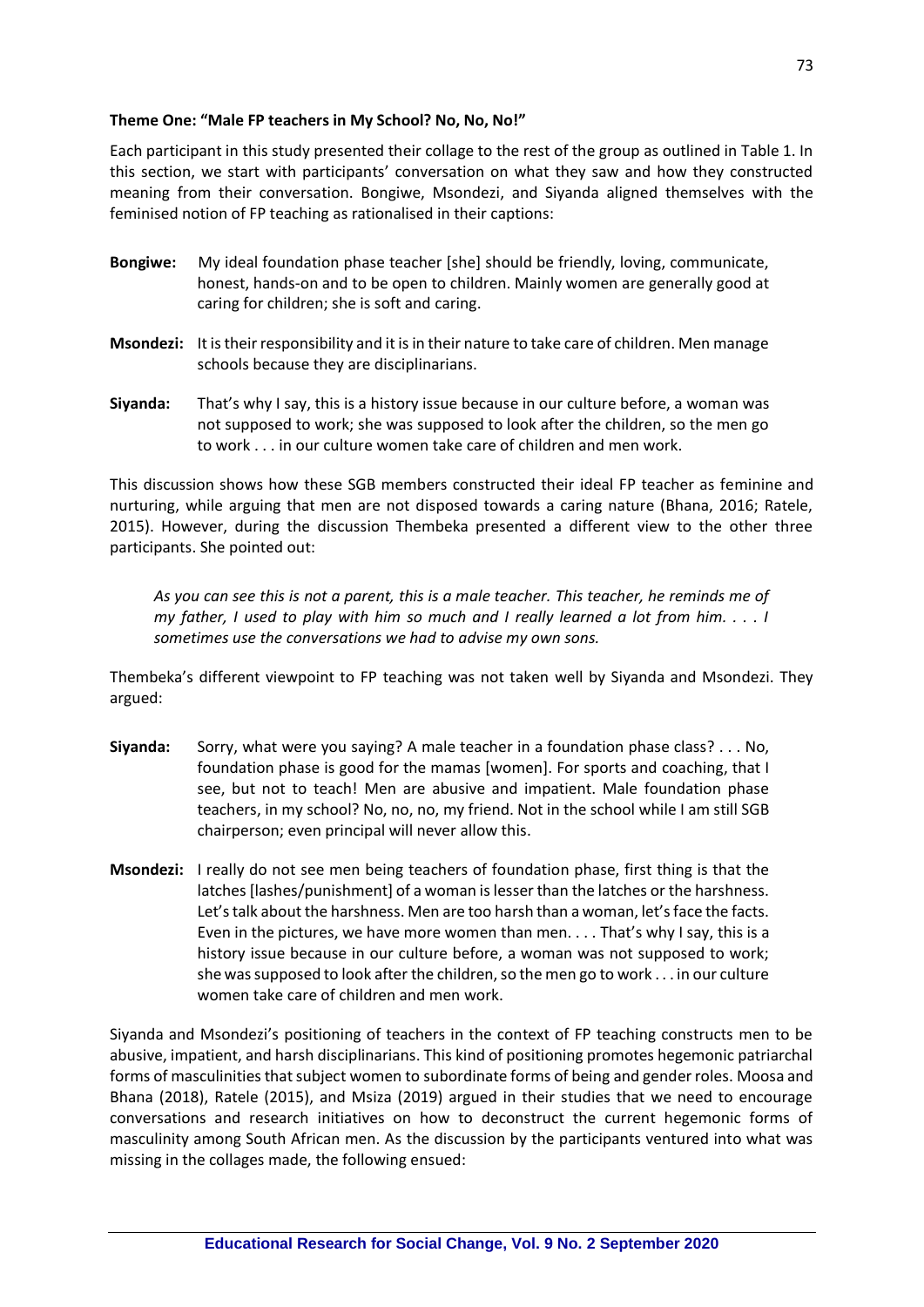**Theme One: "Male FP teachers in My School? No, No, No!"**

Each participant in this study presented their collage to the rest of the group as outlined in Table 1. In this section, we start with participants' conversation on what they saw and how they constructed meaning from their conversation. Bongiwe, Msondezi, and Siyanda aligned themselves with the feminised notion of FP teaching as rationalised in their captions:

**Bongiwe:** My ideal foundation phase teacher [she] should be friendly, loving, communicate, honest, hands-on and to be open to children. Mainly women are generally good at caring for children; she is soft and caring.

**Msondezi:** It is their responsibility and it is in their nature to take care of children. Men manage schools because they are disciplinarians.

**Siyanda:** That's why I say, this is a history issue because in our culture before, a woman was not supposed to work; she was supposed to look after the children, so the men go to work . . . in our culture women take care of children and men work.

This discussion shows how these SGB members constructed their ideal FP teacher as feminine and nurturing, while arguing that men are not disposed towards a caring nature (Bhana, 2016; Ratele, 2015). However, during the discussion Thembeka presented a different view to the other three participants. She pointed out:

> *As you can see this is not a parent, this is a male teacher. This teacher, he reminds me of my father, I used to play with him so much and I really learned a lot from him. . . . I sometimes use the conversations we had to advise my own sons.*

Thembeka's different viewpoint to FP teaching was not taken well by Siyanda and Msondezi. They argued:

**Siyanda:** Sorry, what were you saying? A male teacher in a foundation phase class? . . . No, foundation phase is good for the mamas [women]. For sports and coaching, that I see, but not to teach! Men are abusive and impatient. Male foundation phase teachers, in my school? No, no, no, my friend. Not in the school while I am still SGB chairperson; even principal will never allow this.

**Msondezi:** I really do not see men being teachers of foundation phase, first thing is that the latches [lashes/punishment] of a woman is lesser than the latches or the harshness. Let's talk about the harshness. Men are too harsh than a woman, let's face the facts. Even in the pictures, we have more women than men. . . . That's why I say, this is a history issue because in our culture before, a woman was not supposed to work; she was supposed to look after the children, so the men go to work . . . in our culture women take care of children and men work.

Siyanda and Msondezi's positioning of teachers in the context of FP teaching constructs men to be abusive, impatient, and harsh disciplinarians. This kind of positioning promotes hegemonic patriarchal forms of masculinities that subject women to subordinate forms of being and gender roles. Moosa and Bhana (2018), Ratele (2015), and Msiza (2019) argued in their studies that we need to encourage conversations and research initiatives on how to deconstruct the current hegemonic forms of masculinity among South African men. As the discussion by the participants ventured into what was missing in the collages made, the following ensued: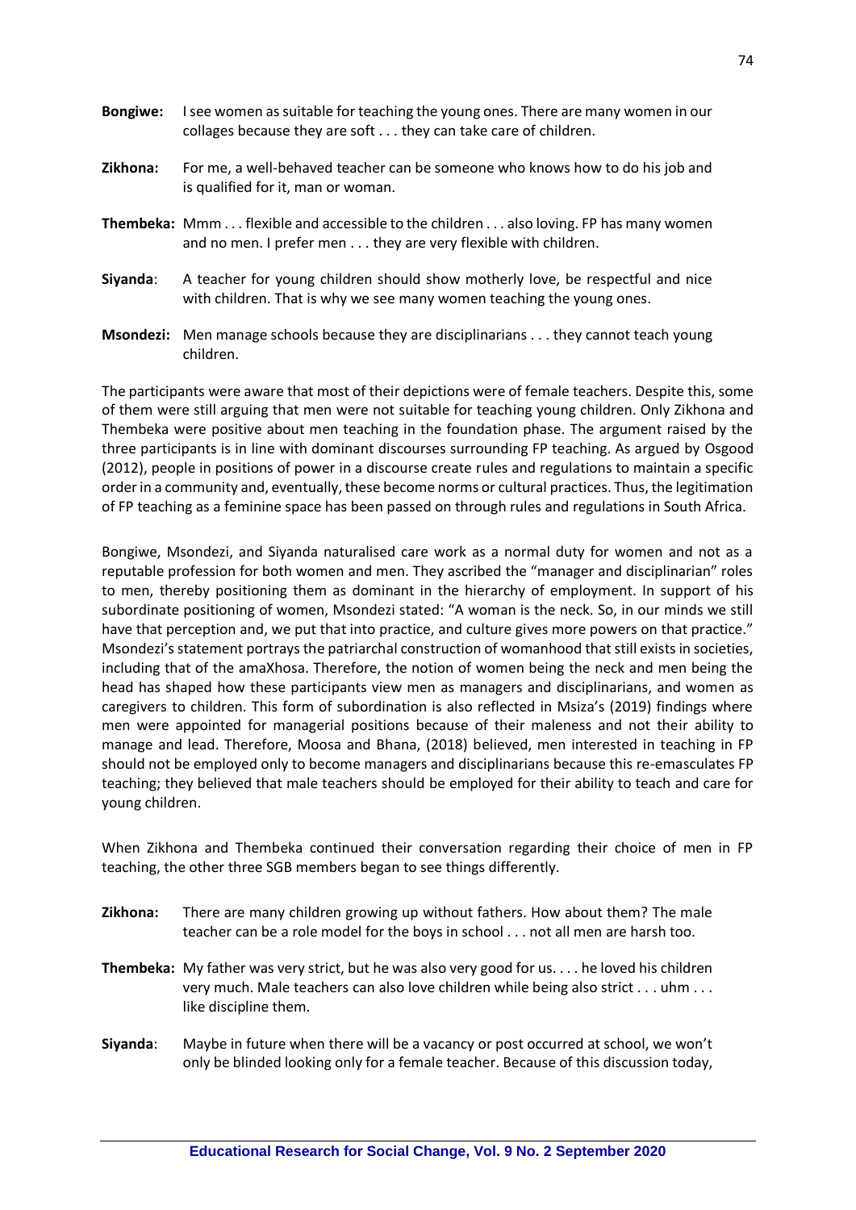**Bongiwe:** I see women as suitable for teaching the young ones. There are many women in our collages because they are soft . . . they can take care of children.

**Zikhona:** For me, a well-behaved teacher can be someone who knows how to do his job and is qualified for it, man or woman.

**Thembeka:** Mmm . . . flexible and accessible to the children . . . also loving. FP has many women and no men. I prefer men . . . they are very flexible with children.

**Siyanda**: A teacher for young children should show motherly love, be respectful and nice with children. That is why we see many women teaching the young ones.

**Msondezi:** Men manage schools because they are disciplinarians . . . they cannot teach young children.

The participants were aware that most of their depictions were of female teachers. Despite this, some of them were still arguing that men were not suitable for teaching young children. Only Zikhona and Thembeka were positive about men teaching in the foundation phase. The argument raised by the three participants is in line with dominant discourses surrounding FP teaching. As argued by Osgood (2012), people in positions of power in a discourse create rules and regulations to maintain a specific order in a community and, eventually, these become norms or cultural practices. Thus, the legitimation of FP teaching as a feminine space has been passed on through rules and regulations in South Africa.

Bongiwe, Msondezi, and Siyanda naturalised care work as a normal duty for women and not as a reputable profession for both women and men. They ascribed the "manager and disciplinarian" roles to men, thereby positioning them as dominant in the hierarchy of employment. In support of his subordinate positioning of women, Msondezi stated: "A woman is the neck. So, in our minds we still have that perception and, we put that into practice, and culture gives more powers on that practice." Msondezi's statement portrays the patriarchal construction of womanhood that still exists in societies, including that of the amaXhosa. Therefore, the notion of women being the neck and men being the head has shaped how these participants view men as managers and disciplinarians, and women as caregivers to children. This form of subordination is also reflected in Msiza's (2019) findings where men were appointed for managerial positions because of their maleness and not their ability to manage and lead. Therefore, Moosa and Bhana, (2018) believed, men interested in teaching in FP should not be employed only to become managers and disciplinarians because this re-emasculates FP teaching; they believed that male teachers should be employed for their ability to teach and care for young children.

When Zikhona and Thembeka continued their conversation regarding their choice of men in FP teaching, the other three SGB members began to see things differently.

**Zikhona:** There are many children growing up without fathers. How about them? The male teacher can be a role model for the boys in school . . . not all men are harsh too.

**Thembeka:** My father was very strict, but he was also very good for us. . . . he loved his children very much. Male teachers can also love children while being also strict . . . uhm . . . like discipline them.

**Siyanda**: Maybe in future when there will be a vacancy or post occurred at school, we won't only be blinded looking only for a female teacher. Because of this discussion today,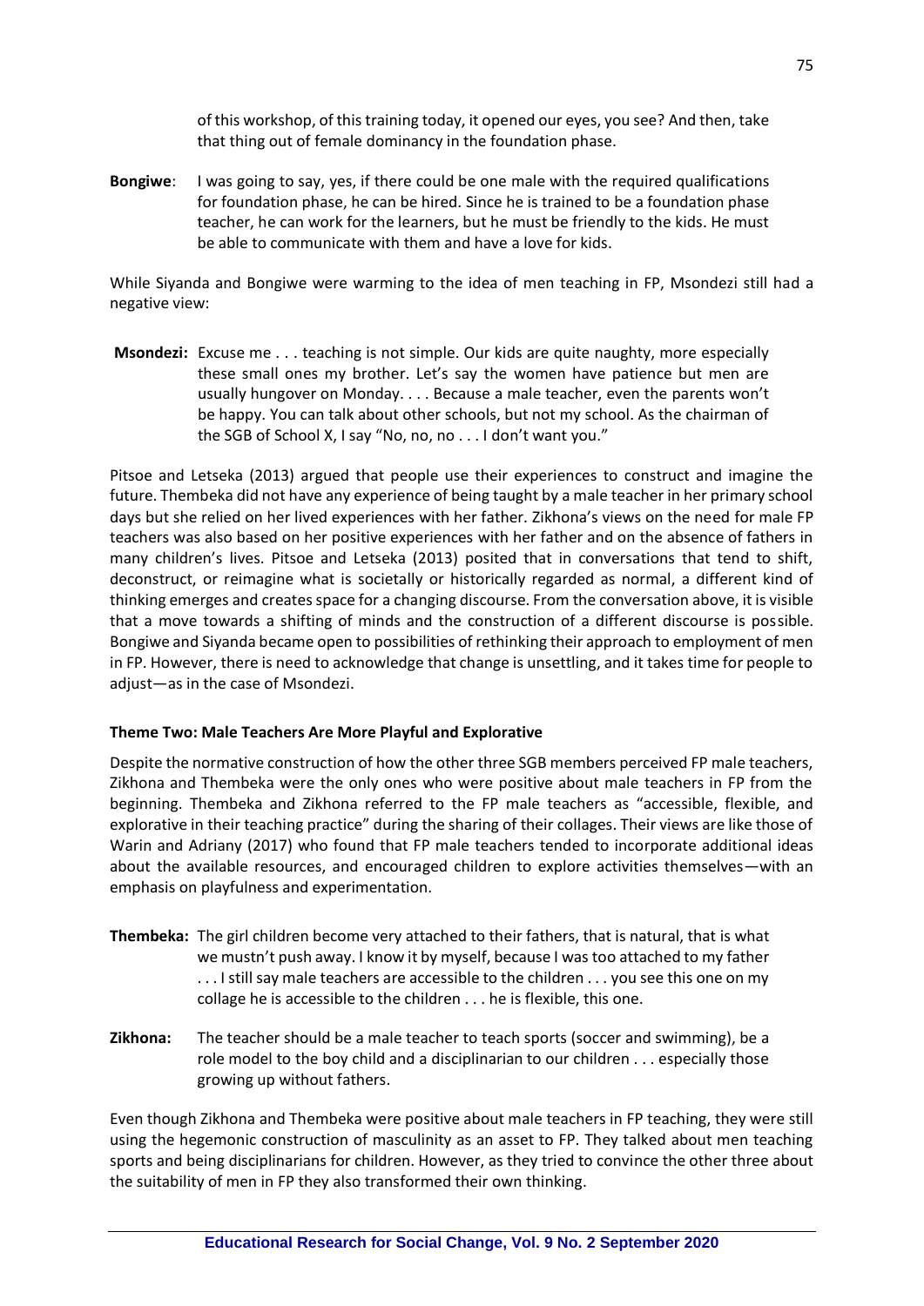of this workshop, of this training today, it opened our eyes, you see? And then, take that thing out of female dominancy in the foundation phase.

**Bongiwe**: I was going to say, yes, if there could be one male with the required qualifications for foundation phase, he can be hired. Since he is trained to be a foundation phase teacher, he can work for the learners, but he must be friendly to the kids. He must be able to communicate with them and have a love for kids.

While Siyanda and Bongiwe were warming to the idea of men teaching in FP, Msondezi still had a negative view:

**Msondezi:** Excuse me . . . teaching is not simple. Our kids are quite naughty, more especially these small ones my brother. Let's say the women have patience but men are usually hungover on Monday. . . . Because a male teacher, even the parents won't be happy. You can talk about other schools, but not my school. As the chairman of the SGB of School X, I say "No, no, no . . . I don't want you."

Pitsoe and Letseka (2013) argued that people use their experiences to construct and imagine the future. Thembeka did not have any experience of being taught by a male teacher in her primary school days but she relied on her lived experiences with her father. Zikhona's views on the need for male FP teachers was also based on her positive experiences with her father and on the absence of fathers in many children's lives. Pitsoe and Letseka (2013) posited that in conversations that tend to shift, deconstruct, or reimagine what is societally or historically regarded as normal, a different kind of thinking emerges and creates space for a changing discourse. From the conversation above, it is visible that a move towards a shifting of minds and the construction of a different discourse is possible. Bongiwe and Siyanda became open to possibilities of rethinking their approach to employment of men in FP. However, there is need to acknowledge that change is unsettling, and it takes time for people to adjust—as in the case of Msondezi.

### Theme Two: Male Teachers Are More Playful and Explorative

Despite the normative construction of how the other three SGB members perceived FP male teachers, Zikhona and Thembeka were the only ones who were positive about male teachers in FP from the beginning. Thembeka and Zikhona referred to the FP male teachers as "accessible, flexible, and explorative in their teaching practice" during the sharing of their collages. Their views are like those of Warin and Adriany (2017) who found that FP male teachers tended to incorporate additional ideas about the available resources, and encouraged children to explore activities themselves—with an emphasis on playfulness and experimentation.

**Thembeka:** The girl children become very attached to their fathers, that is natural, that is what we mustn't push away. I know it by myself, because I was too attached to my father . . . I still say male teachers are accessible to the children . . . you see this one on my collage he is accessible to the children . . . he is flexible, this one.

**Zikhona:** The teacher should be a male teacher to teach sports (soccer and swimming), be a role model to the boy child and a disciplinarian to our children . . . especially those growing up without fathers.

Even though Zikhona and Thembeka were positive about male teachers in FP teaching, they were still using the hegemonic construction of masculinity as an asset to FP. They talked about men teaching sports and being disciplinarians for children. However, as they tried to convince the other three about the suitability of men in FP they also transformed their own thinking.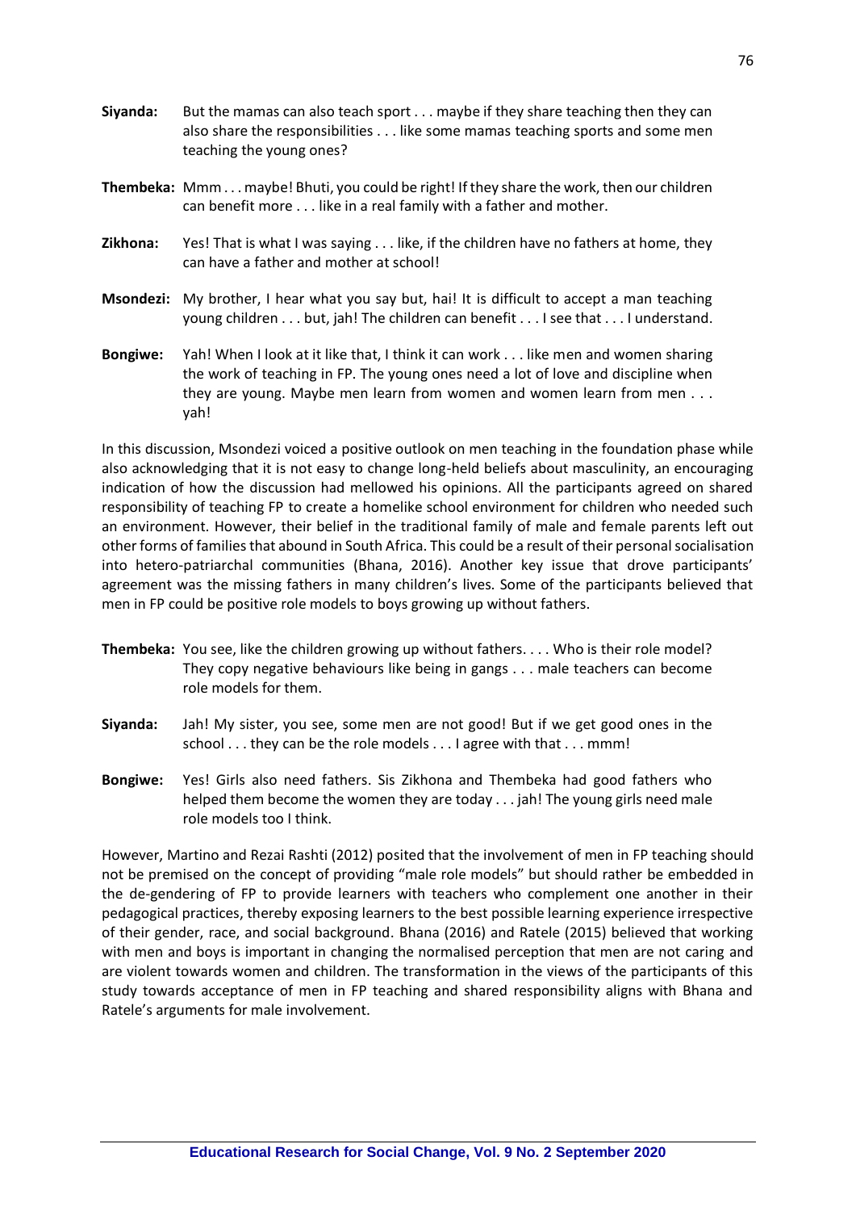**Siyanda:** But the mamas can also teach sport . . . maybe if they share teaching then they can also share the responsibilities . . . like some mamas teaching sports and some men teaching the young ones?

**Thembeka:** Mmm . . . maybe! Bhuti, you could be right! If they share the work, then our children can benefit more . . . like in a real family with a father and mother.

**Zikhona:** Yes! That is what I was saying . . . like, if the children have no fathers at home, they can have a father and mother at school!

**Msondezi:** My brother, I hear what you say but, hai! It is difficult to accept a man teaching young children . . . but, jah! The children can benefit . . . I see that . . . I understand.

**Bongiwe:** Yah! When I look at it like that, I think it can work . . . like men and women sharing the work of teaching in FP. The young ones need a lot of love and discipline when they are young. Maybe men learn from women and women learn from men . . . yah!

In this discussion, Msondezi voiced a positive outlook on men teaching in the foundation phase while also acknowledging that it is not easy to change long-held beliefs about masculinity, an encouraging indication of how the discussion had mellowed his opinions. All the participants agreed on shared responsibility of teaching FP to create a homelike school environment for children who needed such an environment. However, their belief in the traditional family of male and female parents left out other forms of families that abound in South Africa. This could be a result of their personal socialisation into hetero-patriarchal communities (Bhana, 2016). Another key issue that drove participants' agreement was the missing fathers in many children's lives. Some of the participants believed that men in FP could be positive role models to boys growing up without fathers.

**Thembeka:** You see, like the children growing up without fathers. . . . Who is their role model? They copy negative behaviours like being in gangs . . . male teachers can become role models for them.

**Siyanda:** Jah! My sister, you see, some men are not good! But if we get good ones in the school . . . they can be the role models . . . I agree with that . . . mmm!

**Bongiwe:** Yes! Girls also need fathers. Sis Zikhona and Thembeka had good fathers who helped them become the women they are today . . . jah! The young girls need male role models too I think.

However, Martino and Rezai Rashti (2012) posited that the involvement of men in FP teaching should not be premised on the concept of providing "male role models" but should rather be embedded in the de-gendering of FP to provide learners with teachers who complement one another in their pedagogical practices, thereby exposing learners to the best possible learning experience irrespective of their gender, race, and social background. Bhana (2016) and Ratele (2015) believed that working with men and boys is important in changing the normalised perception that men are not caring and are violent towards women and children. The transformation in the views of the participants of this study towards acceptance of men in FP teaching and shared responsibility aligns with Bhana and Ratele's arguments for male involvement.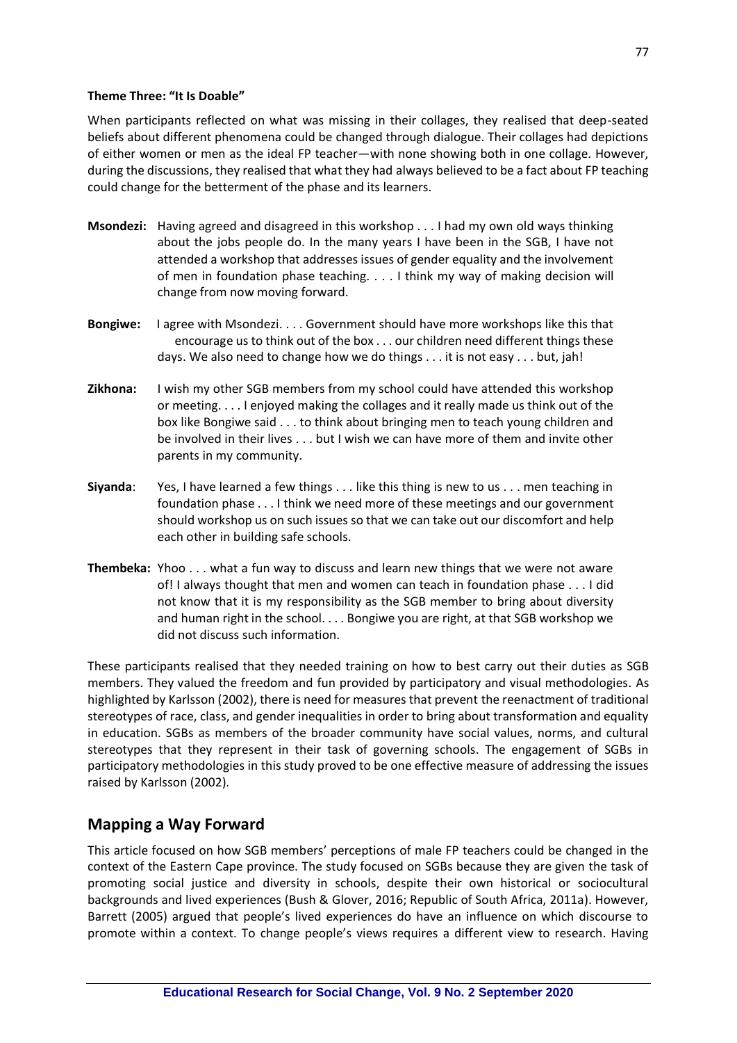**Theme Three: "It Is Doable"**

When participants reflected on what was missing in their collages, they realised that deep-seated beliefs about different phenomena could be changed through dialogue. Their collages had depictions of either women or men as the ideal FP teacher—with none showing both in one collage. However, during the discussions, they realised that what they had always believed to be a fact about FP teaching could change for the betterment of the phase and its learners.

**Msondezi:** Having agreed and disagreed in this workshop . . . I had my own old ways thinking about the jobs people do. In the many years I have been in the SGB, I have not attended a workshop that addresses issues of gender equality and the involvement of men in foundation phase teaching. . . . I think my way of making decision will change from now moving forward.

**Bongiwe:** I agree with Msondezi. . . . Government should have more workshops like this that encourage us to think out of the box . . . our children need different things these days. We also need to change how we do things . . . it is not easy . . . but, jah!

**Zikhona:** I wish my other SGB members from my school could have attended this workshop or meeting. . . . I enjoyed making the collages and it really made us think out of the box like Bongiwe said . . . to think about bringing men to teach young children and be involved in their lives . . . but I wish we can have more of them and invite other parents in my community.

**Siyanda**: Yes, I have learned a few things . . . like this thing is new to us . . . men teaching in foundation phase . . . I think we need more of these meetings and our government should workshop us on such issues so that we can take out our discomfort and help each other in building safe schools.

**Thembeka:** Yhoo . . . what a fun way to discuss and learn new things that we were not aware of! I always thought that men and women can teach in foundation phase . . . I did not know that it is my responsibility as the SGB member to bring about diversity and human right in the school. . . . Bongiwe you are right, at that SGB workshop we did not discuss such information.

These participants realised that they needed training on how to best carry out their duties as SGB members. They valued the freedom and fun provided by participatory and visual methodologies. As highlighted by Karlsson (2002), there is need for measures that prevent the reenactment of traditional stereotypes of race, class, and gender inequalities in order to bring about transformation and equality in education. SGBs as members of the broader community have social values, norms, and cultural stereotypes that they represent in their task of governing schools. The engagement of SGBs in participatory methodologies in this study proved to be one effective measure of addressing the issues raised by Karlsson (2002).

## Mapping a Way Forward

This article focused on how SGB members' perceptions of male FP teachers could be changed in the context of the Eastern Cape province. The study focused on SGBs because they are given the task of promoting social justice and diversity in schools, despite their own historical or sociocultural backgrounds and lived experiences (Bush & Glover, 2016; Republic of South Africa, 2011a). However, Barrett (2005) argued that people's lived experiences do have an influence on which discourse to promote within a context. To change people's views requires a different view to research. Having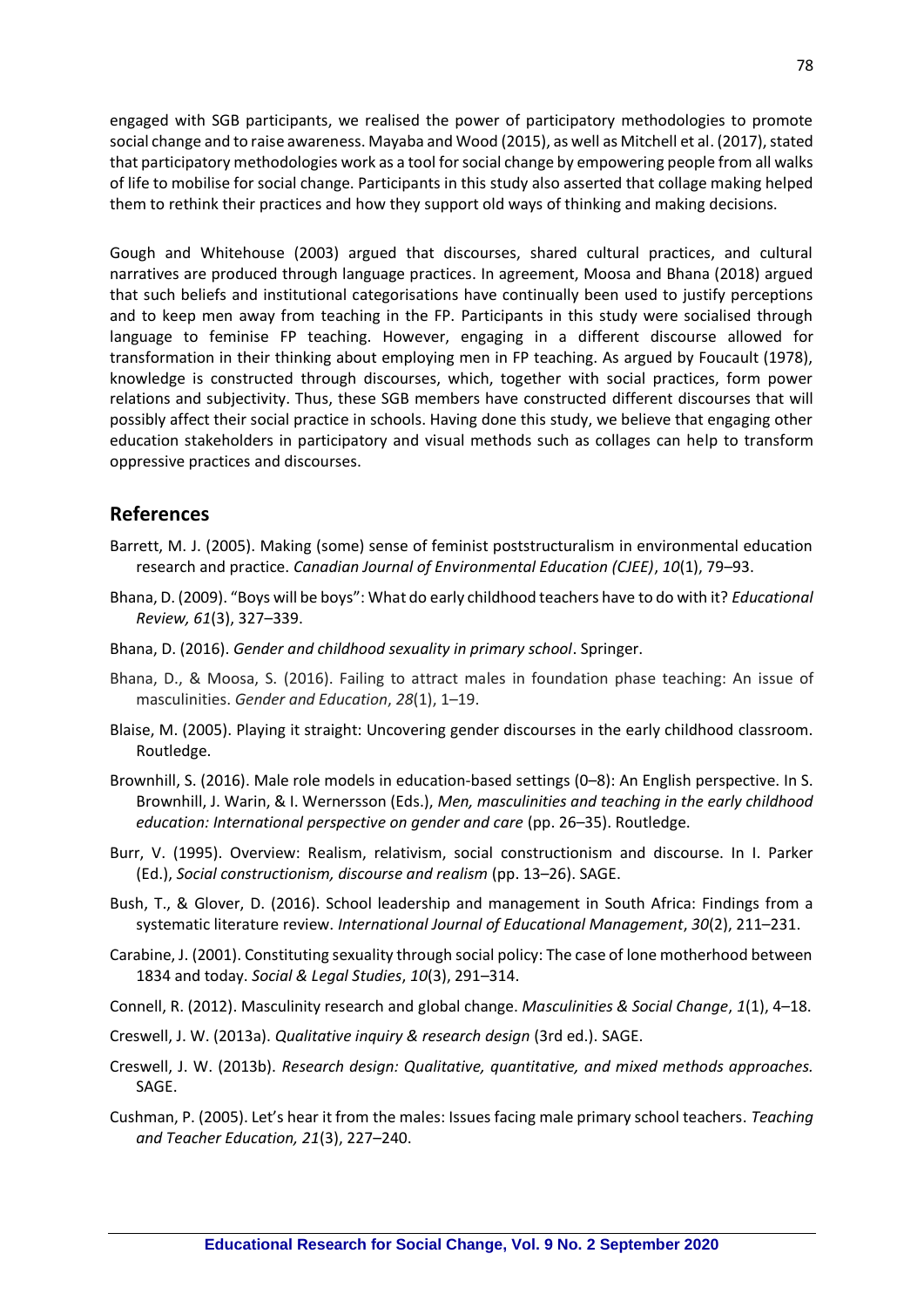engaged with SGB participants, we realised the power of participatory methodologies to promote social change and to raise awareness. Mayaba and Wood (2015), as well as Mitchell et al. (2017), stated that participatory methodologies work as a tool for social change by empowering people from all walks of life to mobilise for social change. Participants in this study also asserted that collage making helped them to rethink their practices and how they support old ways of thinking and making decisions.

Gough and Whitehouse (2003) argued that discourses, shared cultural practices, and cultural narratives are produced through language practices. In agreement, Moosa and Bhana (2018) argued that such beliefs and institutional categorisations have continually been used to justify perceptions and to keep men away from teaching in the FP. Participants in this study were socialised through language to feminise FP teaching. However, engaging in a different discourse allowed for transformation in their thinking about employing men in FP teaching. As argued by Foucault (1978), knowledge is constructed through discourses, which, together with social practices, form power relations and subjectivity. Thus, these SGB members have constructed different discourses that will possibly affect their social practice in schools. Having done this study, we believe that engaging other education stakeholders in participatory and visual methods such as collages can help to transform oppressive practices and discourses.

## References

Barrett, M. J. (2005). Making (some) sense of feminist poststructuralism in environmental education research and practice. *Canadian Journal of Environmental Education (CJEE)*, *10*(1), 79–93.

Bhana, D. (2009). "Boys will be boys": What do early childhood teachers have to do with it? *Educational Review, 61*(3), 327–339.

Bhana, D. (2016). *Gender and childhood sexuality in primary school*. Springer.

Bhana, D., & Moosa, S. (2016). Failing to attract males in foundation phase teaching: An issue of masculinities. *Gender and Education*, *28*(1), 1–19.

Blaise, M. (2005). Playing it straight: Uncovering gender discourses in the early childhood classroom. Routledge.

Brownhill, S. (2016). Male role models in education-based settings (0–8): An English perspective. In S. Brownhill, J. Warin, & I. Wernersson (Eds.), *Men, masculinities and teaching in the early childhood education: International perspective on gender and care* (pp. 26–35). Routledge.

Burr, V. (1995). Overview: Realism, relativism, social constructionism and discourse. In I. Parker (Ed.), *Social constructionism, discourse and realism* (pp. 13–26). SAGE.

Bush, T., & Glover, D. (2016). School leadership and management in South Africa: Findings from a systematic literature review. *International Journal of Educational Management*, *30*(2), 211–231.

Carabine, J. (2001). Constituting sexuality through social policy: The case of lone motherhood between 1834 and today. *Social & Legal Studies*, *10*(3), 291–314.

Connell, R. (2012). Masculinity research and global change. *Masculinities & Social Change*, *1*(1), 4–18.

Creswell, J. W. (2013a). *Qualitative inquiry & research design* (3rd ed.). SAGE.

Creswell, J. W. (2013b). *Research design: Qualitative, quantitative, and mixed methods approaches.* SAGE.

Cushman, P. (2005). Let's hear it from the males: Issues facing male primary school teachers. *Teaching and Teacher Education, 21*(3), 227–240.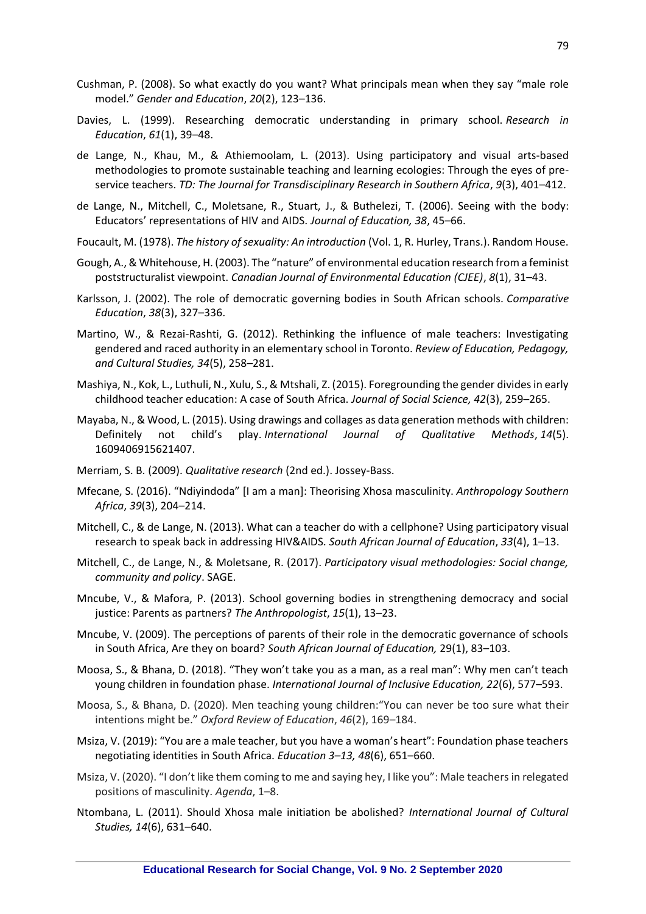Cushman, P. (2008). So what exactly do you want? What principals mean when they say "male role model." *Gender and Education*, *20*(2), 123–136.

Davies, L. (1999). Researching democratic understanding in primary school. *Research in Education*, *61*(1), 39–48.

de Lange, N., Khau, M., & Athiemoolam, L. (2013). Using participatory and visual arts-based methodologies to promote sustainable teaching and learning ecologies: Through the eyes of pre-service teachers. *TD: The Journal for Transdisciplinary Research in Southern Africa*, *9*(3), 401–412.

de Lange, N., Mitchell, C., Moletsane, R., Stuart, J., & Buthelezi, T. (2006). Seeing with the body: Educators' representations of HIV and AIDS. *Journal of Education, 38*, 45–66.

Foucault, M. (1978). *The history of sexuality: An introduction* (Vol. 1, R. Hurley, Trans.). Random House.

Gough, A., & Whitehouse, H. (2003). The "nature" of environmental education research from a feminist poststructuralist viewpoint. *Canadian Journal of Environmental Education (CJEE)*, *8*(1), 31–43.

Karlsson, J. (2002). The role of democratic governing bodies in South African schools. *Comparative Education*, *38*(3), 327–336.

Martino, W., & Rezai-Rashti, G. (2012). Rethinking the influence of male teachers: Investigating gendered and raced authority in an elementary school in Toronto. *Review of Education, Pedagogy, and Cultural Studies, 34*(5), 258–281.

Mashiya, N., Kok, L., Luthuli, N., Xulu, S., & Mtshali, Z. (2015). Foregrounding the gender divides in early childhood teacher education: A case of South Africa. *Journal of Social Science, 42*(3), 259–265.

Mayaba, N., & Wood, L. (2015). Using drawings and collages as data generation methods with children: Definitely not child's play. *International Journal of Qualitative Methods*, *14*(5). 1609406915621407.

Merriam, S. B. (2009). *Qualitative research* (2nd ed.). Jossey-Bass.

Mfecane, S. (2016). "Ndiyindoda" [I am a man]: Theorising Xhosa masculinity. *Anthropology Southern Africa*, *39*(3), 204–214.

Mitchell, C., & de Lange, N. (2013). What can a teacher do with a cellphone? Using participatory visual research to speak back in addressing HIV&AIDS. *South African Journal of Education*, *33*(4), 1–13.

Mitchell, C., de Lange, N., & Moletsane, R. (2017). *Participatory visual methodologies: Social change, community and policy*. SAGE.

Mncube, V., & Mafora, P. (2013). School governing bodies in strengthening democracy and social justice: Parents as partners? *The Anthropologist*, *15*(1), 13–23.

Mncube, V. (2009). The perceptions of parents of their role in the democratic governance of schools in South Africa, Are they on board? *South African Journal of Education,* 29(1), 83–103.

Moosa, S., & Bhana, D. (2018). "They won't take you as a man, as a real man": Why men can't teach young children in foundation phase. *International Journal of Inclusive Education, 22*(6), 577–593.

Moosa, S., & Bhana, D. (2020). Men teaching young children:"You can never be too sure what their intentions might be." *Oxford Review of Education*, *46*(2), 169–184.

Msiza, V. (2019): "You are a male teacher, but you have a woman's heart": Foundation phase teachers negotiating identities in South Africa. *Education 3–13, 48*(6), 651–660.

Msiza, V. (2020). "I don't like them coming to me and saying hey, I like you": Male teachers in relegated positions of masculinity. *Agenda*, 1–8.

Ntombana, L. (2011). Should Xhosa male initiation be abolished? *International Journal of Cultural Studies, 14*(6), 631–640.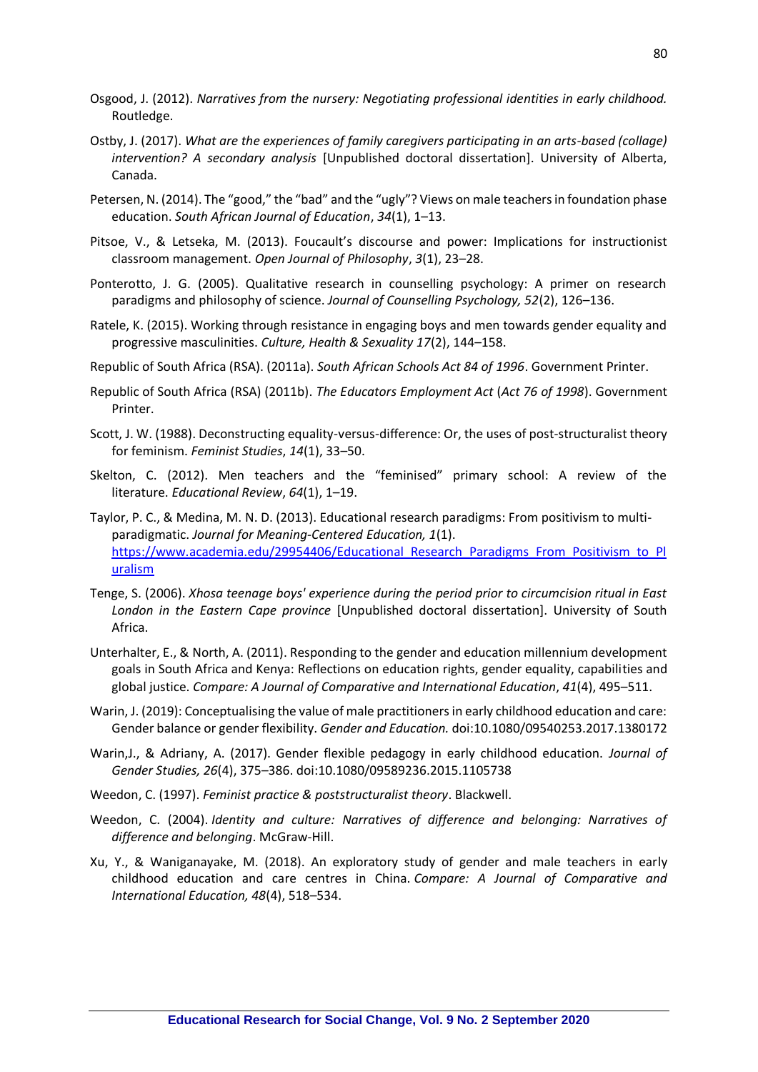Osgood, J. (2012). *Narratives from the nursery: Negotiating professional identities in early childhood.* Routledge.

Ostby, J. (2017). *What are the experiences of family caregivers participating in an arts-based (collage) intervention? A secondary analysis* [Unpublished doctoral dissertation]. University of Alberta, Canada.

Petersen, N. (2014). The "good," the "bad" and the "ugly"? Views on male teachers in foundation phase education. *South African Journal of Education*, *34*(1), 1–13.

Pitsoe, V., & Letseka, M. (2013). Foucault's discourse and power: Implications for instructionist classroom management. *Open Journal of Philosophy*, *3*(1), 23–28.

Ponterotto, J. G. (2005). Qualitative research in counselling psychology: A primer on research paradigms and philosophy of science. *Journal of Counselling Psychology, 52*(2), 126–136.

Ratele, K. (2015). Working through resistance in engaging boys and men towards gender equality and progressive masculinities. *Culture, Health & Sexuality 17*(2), 144–158.

Republic of South Africa (RSA). (2011a). *South African Schools Act 84 of 1996*. Government Printer.

Republic of South Africa (RSA) (2011b). *The Educators Employment Act* (*Act 76 of 1998*). Government Printer.

Scott, J. W. (1988). Deconstructing equality-versus-difference: Or, the uses of post-structuralist theory for feminism. *Feminist Studies*, *14*(1), 33–50.

Skelton, C. (2012). Men teachers and the "feminised" primary school: A review of the literature. *Educational Review*, *64*(1), 1–19.

Taylor, P. C., & Medina, M. N. D. (2013). Educational research paradigms: From positivism to multi-paradigmatic. *Journal for Meaning-Centered Education, 1*(1). https://www.academia.edu/29954406/Educational_Research_Paradigms_From_Positivism_to_Pluralism

Tenge, S. (2006). *Xhosa teenage boys' experience during the period prior to circumcision ritual in East London in the Eastern Cape province* [Unpublished doctoral dissertation]. University of South Africa.

Unterhalter, E., & North, A. (2011). Responding to the gender and education millennium development goals in South Africa and Kenya: Reflections on education rights, gender equality, capabilities and global justice. *Compare: A Journal of Comparative and International Education*, *41*(4), 495–511.

Warin, J. (2019): Conceptualising the value of male practitioners in early childhood education and care: Gender balance or gender flexibility. *Gender and Education.* doi:10.1080/09540253.2017.1380172

Warin,J., & Adriany, A. (2017). Gender flexible pedagogy in early childhood education. *Journal of Gender Studies, 26*(4), 375–386. doi:10.1080/09589236.2015.1105738

Weedon, C. (1997). *Feminist practice & poststructuralist theory*. Blackwell.

Weedon, C. (2004). *Identity and culture: Narratives of difference and belonging: Narratives of difference and belonging*. McGraw-Hill.

Xu, Y., & Waniganayake, M. (2018). An exploratory study of gender and male teachers in early childhood education and care centres in China. *Compare: A Journal of Comparative and International Education, 48*(4), 518–534.